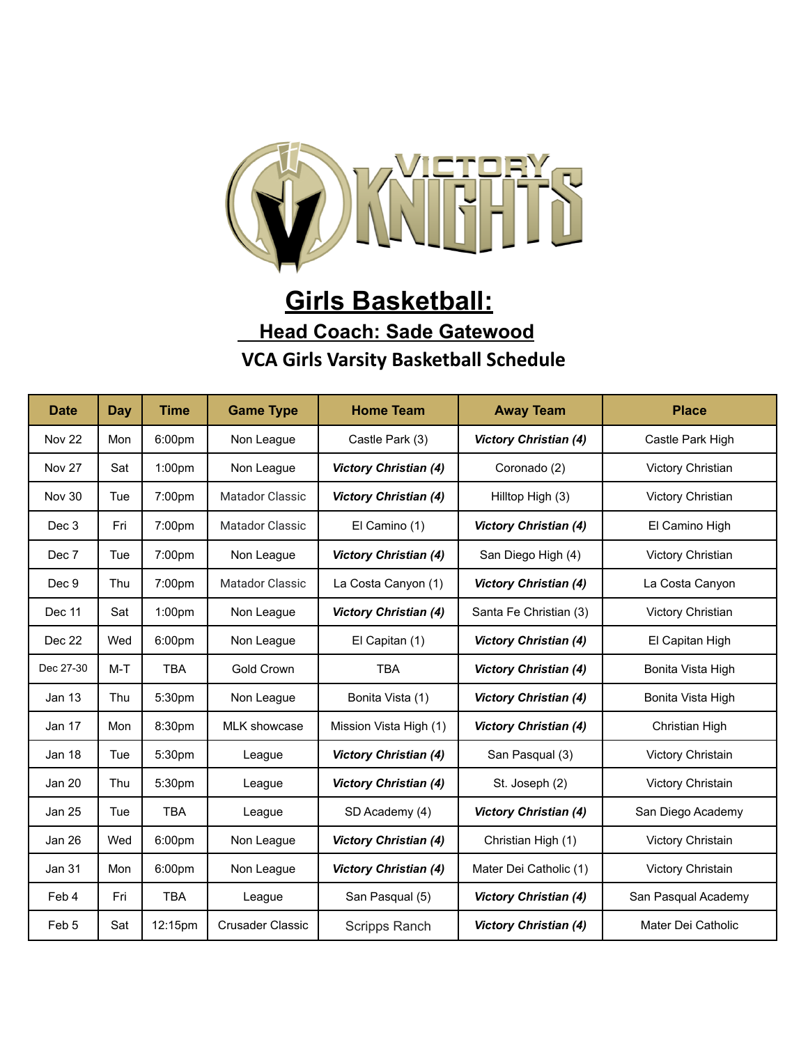# Girls Basketball:

## Head Coach: Sade Gatewood

### VCA Girls Varsity Basketball Schedule

| Date | Day | Time | Game Type | Home Team | Away Team | Place |
|---|---|---|---|---|---|---|
| Nov 22 | Mon | 6:00pm | Non League | Castle Park (3) | ***Victory Christian (4)*** | Castle Park High |
| Nov 27 | Sat | 1:00pm | Non League | ***Victory Christian (4)*** | Coronado (2) | Victory Christian |
| Nov 30 | Tue | 7:00pm | Matador Classic | ***Victory Christian (4)*** | Hilltop High (3) | Victory Christian |
| Dec 3 | Fri | 7:00pm | Matador Classic | El Camino (1) | ***Victory Christian (4)*** | El Camino High |
| Dec 7 | Tue | 7:00pm | Non League | ***Victory Christian (4)*** | San Diego High (4) | Victory Christian |
| Dec 9 | Thu | 7:00pm | Matador Classic | La Costa Canyon (1) | ***Victory Christian (4)*** | La Costa Canyon |
| Dec 11 | Sat | 1:00pm | Non League | ***Victory Christian (4)*** | Santa Fe Christian (3) | Victory Christian |
| Dec 22 | Wed | 6:00pm | Non League | El Capitan (1) | ***Victory Christian (4)*** | El Capitan High |
| Dec 27-30 | M-T | TBA | Gold Crown | TBA | ***Victory Christian (4)*** | Bonita Vista High |
| Jan 13 | Thu | 5:30pm | Non League | Bonita Vista (1) | ***Victory Christian (4)*** | Bonita Vista High |
| Jan 17 | Mon | 8:30pm | MLK showcase | Mission Vista High (1) | ***Victory Christian (4)*** | Christian High |
| Jan 18 | Tue | 5:30pm | League | ***Victory Christian (4)*** | San Pasqual (3) | Victory Christain |
| Jan 20 | Thu | 5:30pm | League | ***Victory Christian (4)*** | St. Joseph (2) | Victory Christain |
| Jan 25 | Tue | TBA | League | SD Academy (4) | ***Victory Christian (4)*** | San Diego Academy |
| Jan 26 | Wed | 6:00pm | Non League | ***Victory Christian (4)*** | Christian High (1) | Victory Christain |
| Jan 31 | Mon | 6:00pm | Non League | ***Victory Christian (4)*** | Mater Dei Catholic (1) | Victory Christain |
| Feb 4 | Fri | TBA | League | San Pasqual (5) | ***Victory Christian (4)*** | San Pasqual Academy |
| Feb 5 | Sat | 12:15pm | Crusader Classic | Scripps Ranch | ***Victory Christian (4)*** | Mater Dei Catholic |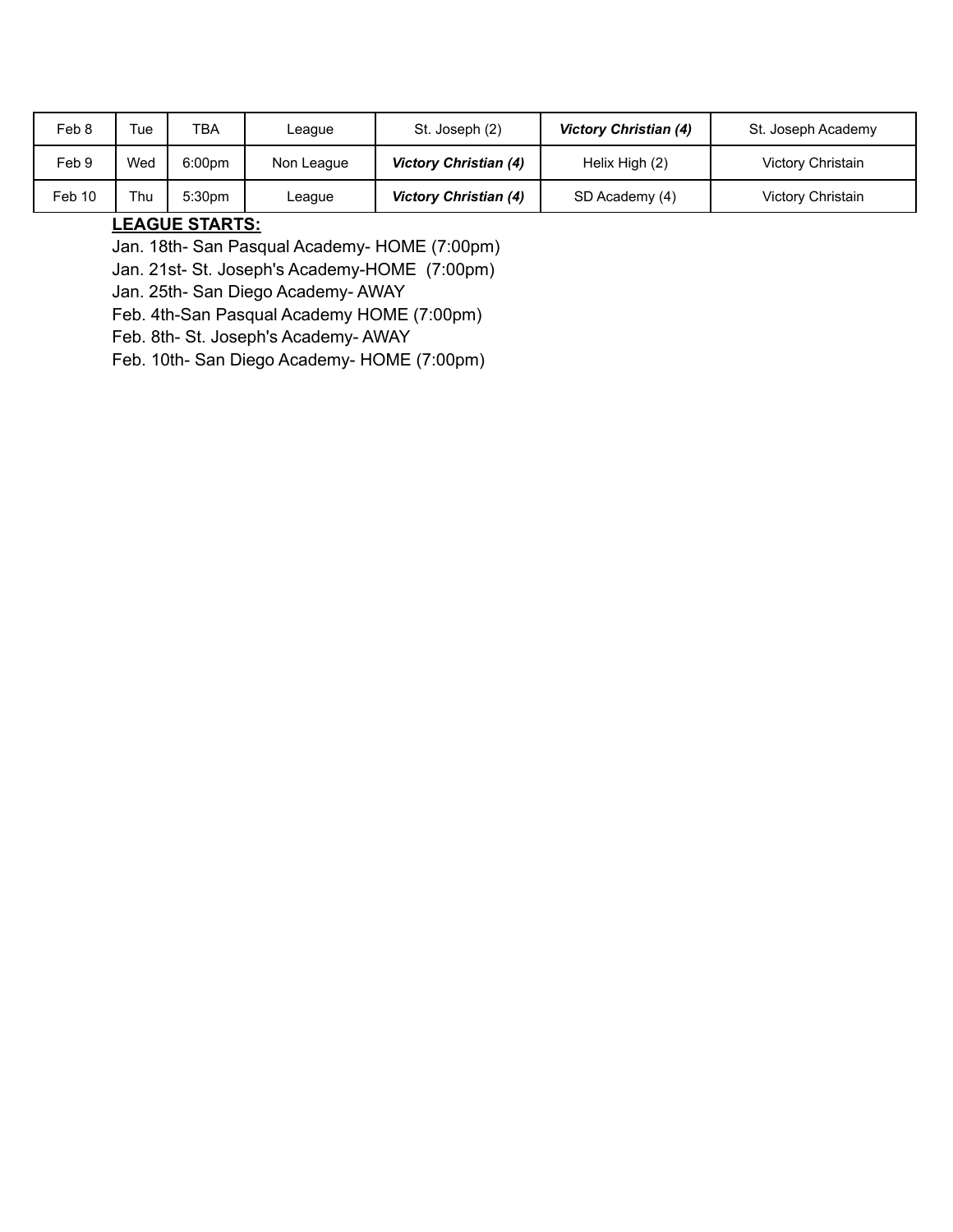| | | | | | | |
|---|---|---|---|---|---|---|
| Feb 8 | Tue | TBA | League | St. Joseph (2) | ***Victory Christian (4)*** | St. Joseph Academy |
| Feb 9 | Wed | 6:00pm | Non League | ***Victory Christian (4)*** | Helix High (2) | Victory Christain |
| Feb 10 | Thu | 5:30pm | League | ***Victory Christian (4)*** | SD Academy (4) | Victory Christain |

**<u>LEAGUE STARTS:</u>**

Jan. 18th- San Pasqual Academy- HOME (7:00pm)
Jan. 21st- St. Joseph's Academy-HOME (7:00pm)
Jan. 25th- San Diego Academy- AWAY
Feb. 4th-San Pasqual Academy HOME (7:00pm)
Feb. 8th- St. Joseph's Academy- AWAY
Feb. 10th- San Diego Academy- HOME (7:00pm)